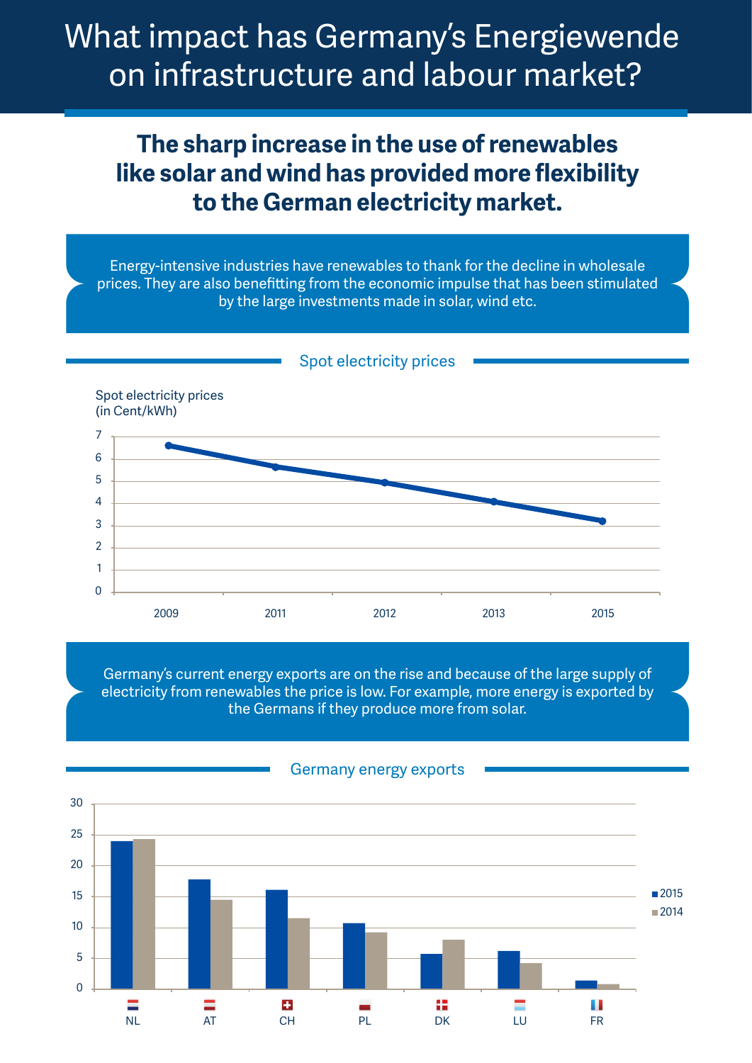# What impact has Germany's Energiewende on infrastructure and labour market?

## The sharp increase in the use of renewables like solar and wind has provided more flexibility to the German electricity market.

Energy-intensive industries have renewables to thank for the decline in wholesale prices. They are also benefitting from the economic impulse that has been stimulated by the large investments made in solar, wind etc.

### Spot electricity prices

Spot electricity prices (in Cent/kWh)

| Year | Price |
|---|---|
| 2009 | 6.6 |
| 2011 | 5.65 |
| 2012 | 4.95 |
| 2013 | 4.1 |
| 2015 | 3.2 |

Germany's current energy exports are on the rise and because of the large supply of electricity from renewables the price is low. For example, more energy is exported by the Germans if they produce more from solar.

### Germany energy exports

| Country | 2015 | 2014 |
|---|---|---|
| NL | 24 | 24.3 |
| AT | 17.8 | 14.5 |
| CH | 16.1 | 11.5 |
| PL | 10.7 | 9.2 |
| DK | 5.7 | 8.0 |
| LU | 6.2 | 4.2 |
| FR | 1.4 | 0.8 |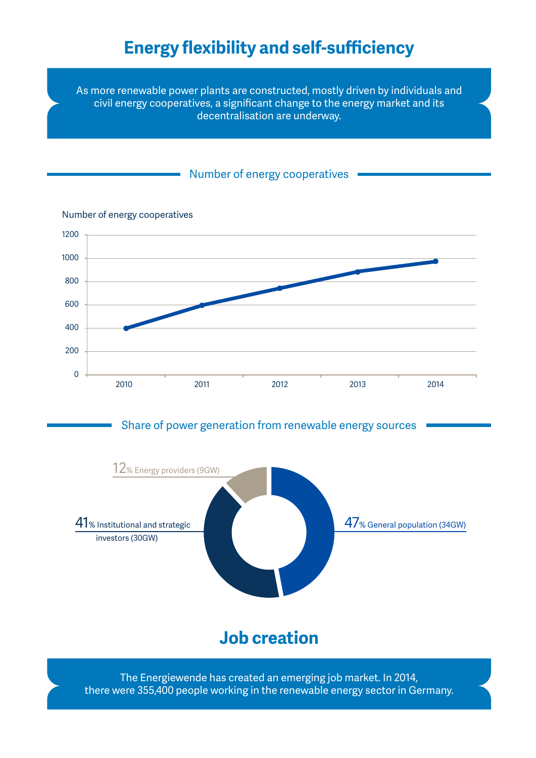# Energy flexibility and self-sufficiency

As more renewable power plants are constructed, mostly driven by individuals and civil energy cooperatives, a significant change to the energy market and its decentralisation are underway.

## Number of energy cooperatives

Number of energy cooperatives

1200
1000
800
600
400
200
0

2010 2011 2012 2013 2014

## Share of power generation from renewable energy sources

12% Energy providers (9GW)

41% Institutional and strategic investors (30GW)

47% General population (34GW)

# Job creation

The Energiewende has created an emerging job market. In 2014, there were 355,400 people working in the renewable energy sector in Germany.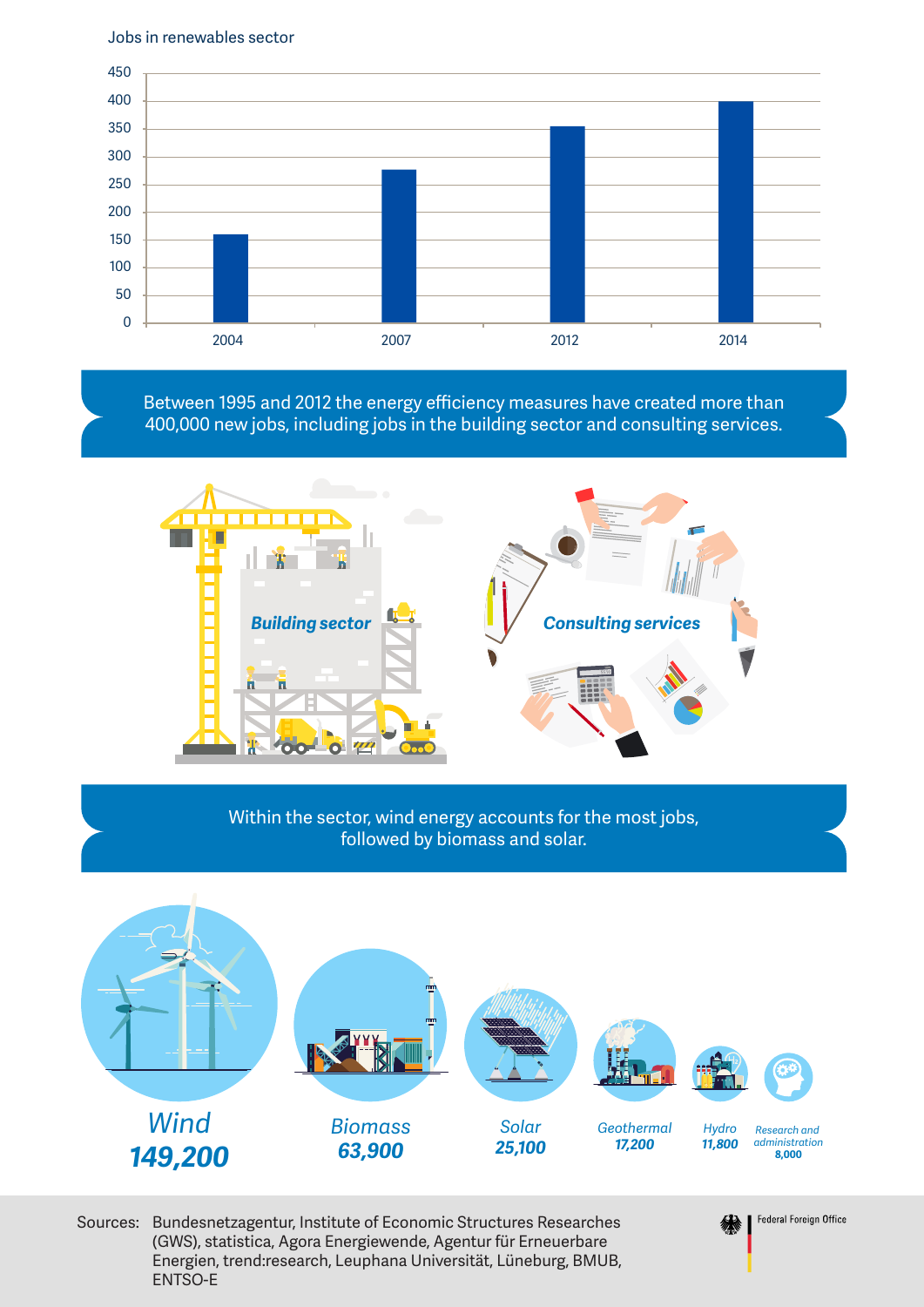Jobs in renewables sector

450
400
350
300
250
200
150
100
50
0

2004
2007
2012
2014

Between 1995 and 2012 the energy efficiency measures have created more than 400,000 new jobs, including jobs in the building sector and consulting services.

*Building sector*

*Consulting services*

Within the sector, wind energy accounts for the most jobs, followed by biomass and solar.

*Wind*
***149,200***

*Biomass*
***63,900***

*Solar*
***25,100***

*Geothermal*
***17,200***

*Hydro*
***11,800***

*Research and administration*
**8,000**

Sources: Bundesnetzagentur, Institute of Economic Structures Researches (GWS), statistica, Agora Energiewende, Agentur für Erneuerbare Energien, trend:research, Leuphana Universität, Lüneburg, BMUB, ENTSO-E

Federal Foreign Office